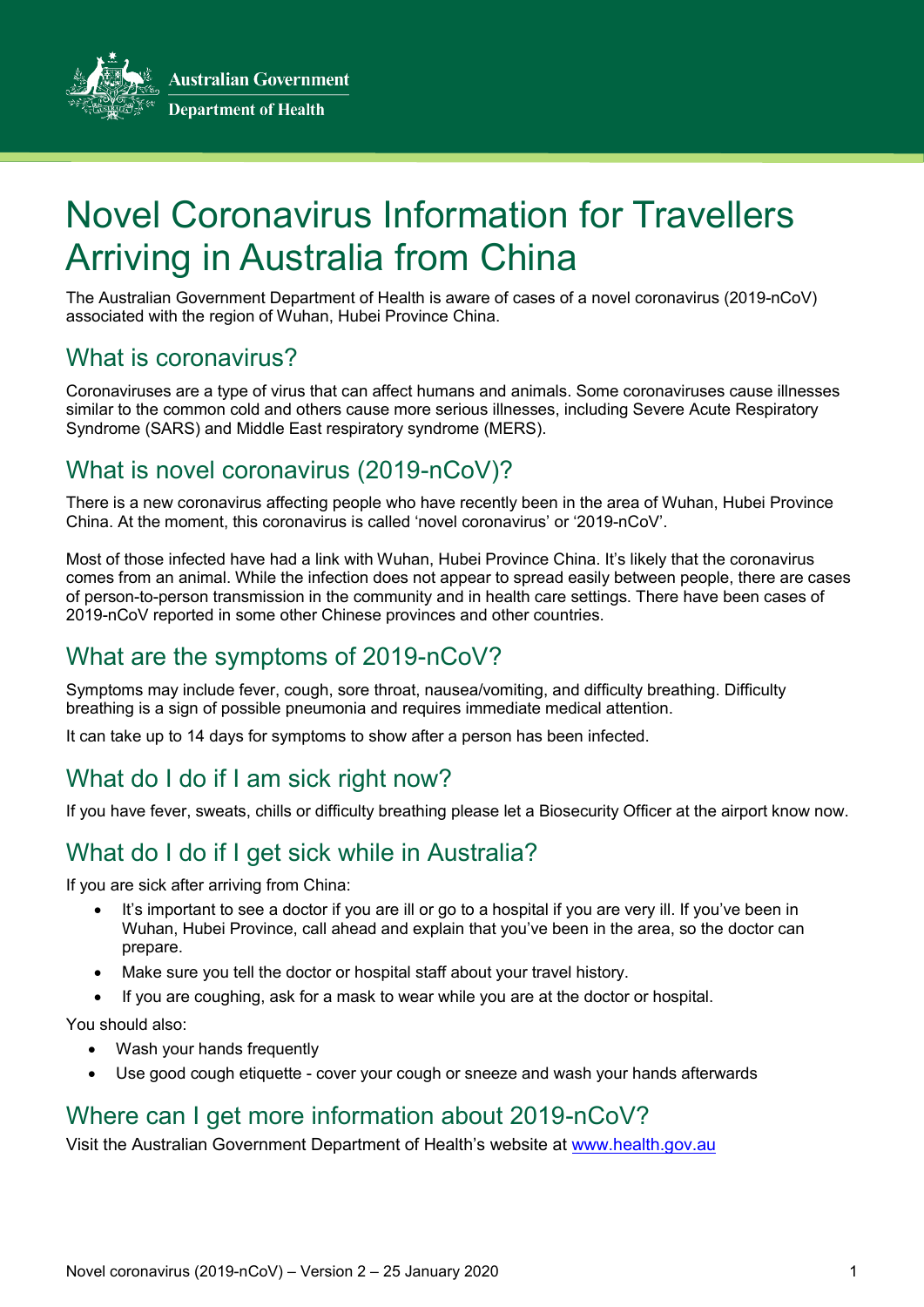Australian Government
Department of Health

# Novel Coronavirus Information for Travellers Arriving in Australia from China

The Australian Government Department of Health is aware of cases of a novel coronavirus (2019-nCoV) associated with the region of Wuhan, Hubei Province China.

## What is coronavirus?

Coronaviruses are a type of virus that can affect humans and animals. Some coronaviruses cause illnesses similar to the common cold and others cause more serious illnesses, including Severe Acute Respiratory Syndrome (SARS) and Middle East respiratory syndrome (MERS).

## What is novel coronavirus (2019-nCoV)?

There is a new coronavirus affecting people who have recently been in the area of Wuhan, Hubei Province China. At the moment, this coronavirus is called 'novel coronavirus' or '2019-nCoV'.

Most of those infected have had a link with Wuhan, Hubei Province China. It's likely that the coronavirus comes from an animal. While the infection does not appear to spread easily between people, there are cases of person-to-person transmission in the community and in health care settings. There have been cases of 2019-nCoV reported in some other Chinese provinces and other countries.

## What are the symptoms of 2019-nCoV?

Symptoms may include fever, cough, sore throat, nausea/vomiting, and difficulty breathing. Difficulty breathing is a sign of possible pneumonia and requires immediate medical attention.

It can take up to 14 days for symptoms to show after a person has been infected.

## What do I do if I am sick right now?

If you have fever, sweats, chills or difficulty breathing please let a Biosecurity Officer at the airport know now.

## What do I do if I get sick while in Australia?

If you are sick after arriving from China:

- It's important to see a doctor if you are ill or go to a hospital if you are very ill. If you've been in Wuhan, Hubei Province, call ahead and explain that you've been in the area, so the doctor can prepare.
- Make sure you tell the doctor or hospital staff about your travel history.
- If you are coughing, ask for a mask to wear while you are at the doctor or hospital.

You should also:

- Wash your hands frequently
- Use good cough etiquette - cover your cough or sneeze and wash your hands afterwards

## Where can I get more information about 2019-nCoV?

Visit the Australian Government Department of Health's website at [www.health.gov.au](http://www.health.gov.au)

Novel coronavirus (2019-nCoV) – Version 2 – 25 January 2020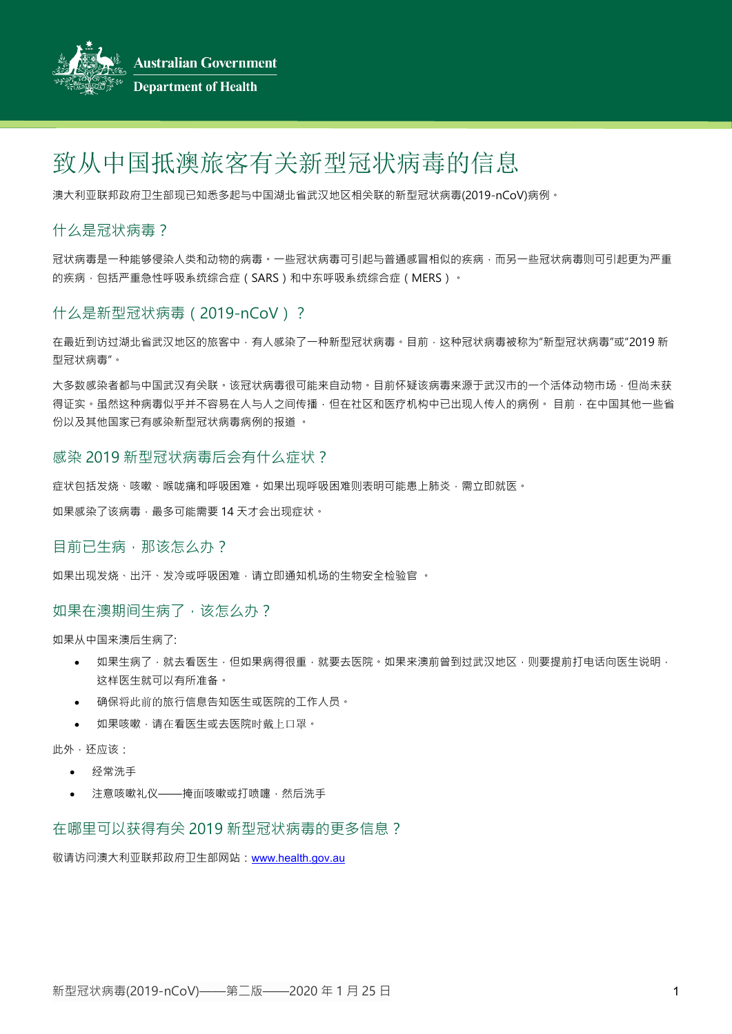Australian Government

Department of Health

# 致从中国抵澳旅客有关新型冠状病毒的信息

澳大利亚联邦政府卫生部现已知悉多起与中国湖北省武汉地区相关联的新型冠状病毒(2019-nCoV)病例。

## 什么是冠状病毒？

冠状病毒是一种能够侵染人类和动物的病毒。一些冠状病毒可引起与普通感冒相似的疾病，而另一些冠状病毒则可引起更为严重的疾病，包括严重急性呼吸系统综合症（SARS）和中东呼吸系统综合症（MERS）。

## 什么是新型冠状病毒（2019-nCoV）？

在最近到访过湖北省武汉地区的旅客中，有人感染了一种新型冠状病毒。目前，这种冠状病毒被称为"新型冠状病毒"或"2019 新型冠状病毒"。

大多数感染者都与中国武汉有关联。该冠状病毒很可能来自动物。目前怀疑该病毒来源于武汉市的一个活体动物市场，但尚未获得证实。虽然这种病毒似乎并不容易在人与人之间传播，但在社区和医疗机构中已出现人传人的病例。目前，在中国其他一些省份以及其他国家已有感染新型冠状病毒病例的报道。

## 感染 2019 新型冠状病毒后会有什么症状？

症状包括发烧、咳嗽、喉咙痛和呼吸困难。如果出现呼吸困难则表明可能患上肺炎，需立即就医。

如果感染了该病毒，最多可能需要 14 天才会出现症状。

## 目前已生病，那该怎么办？

如果出现发烧、出汗、发冷或呼吸困难，请立即通知机场的生物安全检验官。

## 如果在澳期间生病了，该怎么办？

如果从中国来澳后生病了:

- 如果生病了，就去看医生，但如果病得很重，就要去医院。如果来澳前曾到过武汉地区，则要提前打电话向医生说明，这样医生就可以有所准备。
- 确保将此前的旅行信息告知医生或医院的工作人员。
- 如果咳嗽，请在看医生或去医院时戴上口罩。

此外，还应该：

- 经常洗手
- 注意咳嗽礼仪——掩面咳嗽或打喷嚏，然后洗手

## 在哪里可以获得有关 2019 新型冠状病毒的更多信息？

敬请访问澳大利亚联邦政府卫生部网站：www.health.gov.au

新型冠状病毒(2019-nCoV)——第二版——2020 年 1 月 25 日